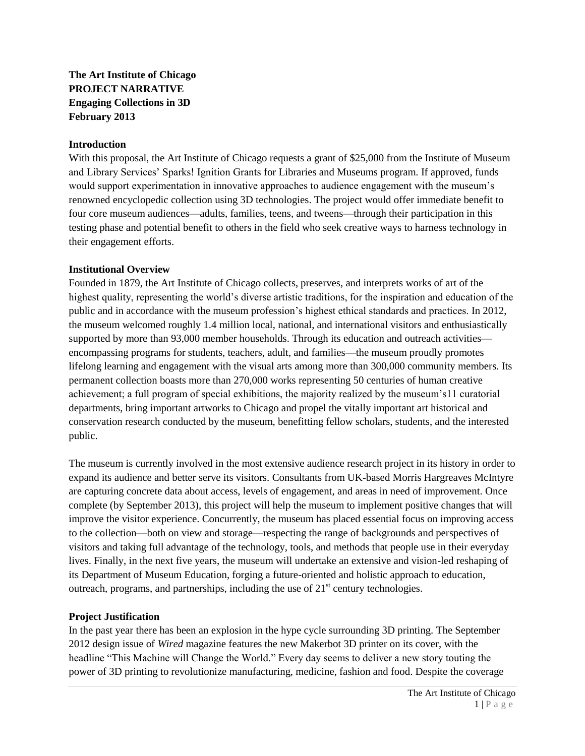**The Art Institute of Chicago**
**PROJECT NARRATIVE**
**Engaging Collections in 3D**
**February 2013**

**Introduction**

With this proposal, the Art Institute of Chicago requests a grant of $25,000 from the Institute of Museum and Library Services' Sparks! Ignition Grants for Libraries and Museums program. If approved, funds would support experimentation in innovative approaches to audience engagement with the museum's renowned encyclopedic collection using 3D technologies. The project would offer immediate benefit to four core museum audiences—adults, families, teens, and tweens—through their participation in this testing phase and potential benefit to others in the field who seek creative ways to harness technology in their engagement efforts.

**Institutional Overview**

Founded in 1879, the Art Institute of Chicago collects, preserves, and interprets works of art of the highest quality, representing the world's diverse artistic traditions, for the inspiration and education of the public and in accordance with the museum profession's highest ethical standards and practices. In 2012, the museum welcomed roughly 1.4 million local, national, and international visitors and enthusiastically supported by more than 93,000 member households. Through its education and outreach activities—encompassing programs for students, teachers, adult, and families—the museum proudly promotes lifelong learning and engagement with the visual arts among more than 300,000 community members. Its permanent collection boasts more than 270,000 works representing 50 centuries of human creative achievement; a full program of special exhibitions, the majority realized by the museum's11 curatorial departments, bring important artworks to Chicago and propel the vitally important art historical and conservation research conducted by the museum, benefitting fellow scholars, students, and the interested public.

The museum is currently involved in the most extensive audience research project in its history in order to expand its audience and better serve its visitors. Consultants from UK-based Morris Hargreaves McIntyre are capturing concrete data about access, levels of engagement, and areas in need of improvement. Once complete (by September 2013), this project will help the museum to implement positive changes that will improve the visitor experience. Concurrently, the museum has placed essential focus on improving access to the collection—both on view and storage—respecting the range of backgrounds and perspectives of visitors and taking full advantage of the technology, tools, and methods that people use in their everyday lives. Finally, in the next five years, the museum will undertake an extensive and vision-led reshaping of its Department of Museum Education, forging a future-oriented and holistic approach to education, outreach, programs, and partnerships, including the use of 21st century technologies.

**Project Justification**

In the past year there has been an explosion in the hype cycle surrounding 3D printing. The September 2012 design issue of *Wired* magazine features the new Makerbot 3D printer on its cover, with the headline "This Machine will Change the World." Every day seems to deliver a new story touting the power of 3D printing to revolutionize manufacturing, medicine, fashion and food. Despite the coverage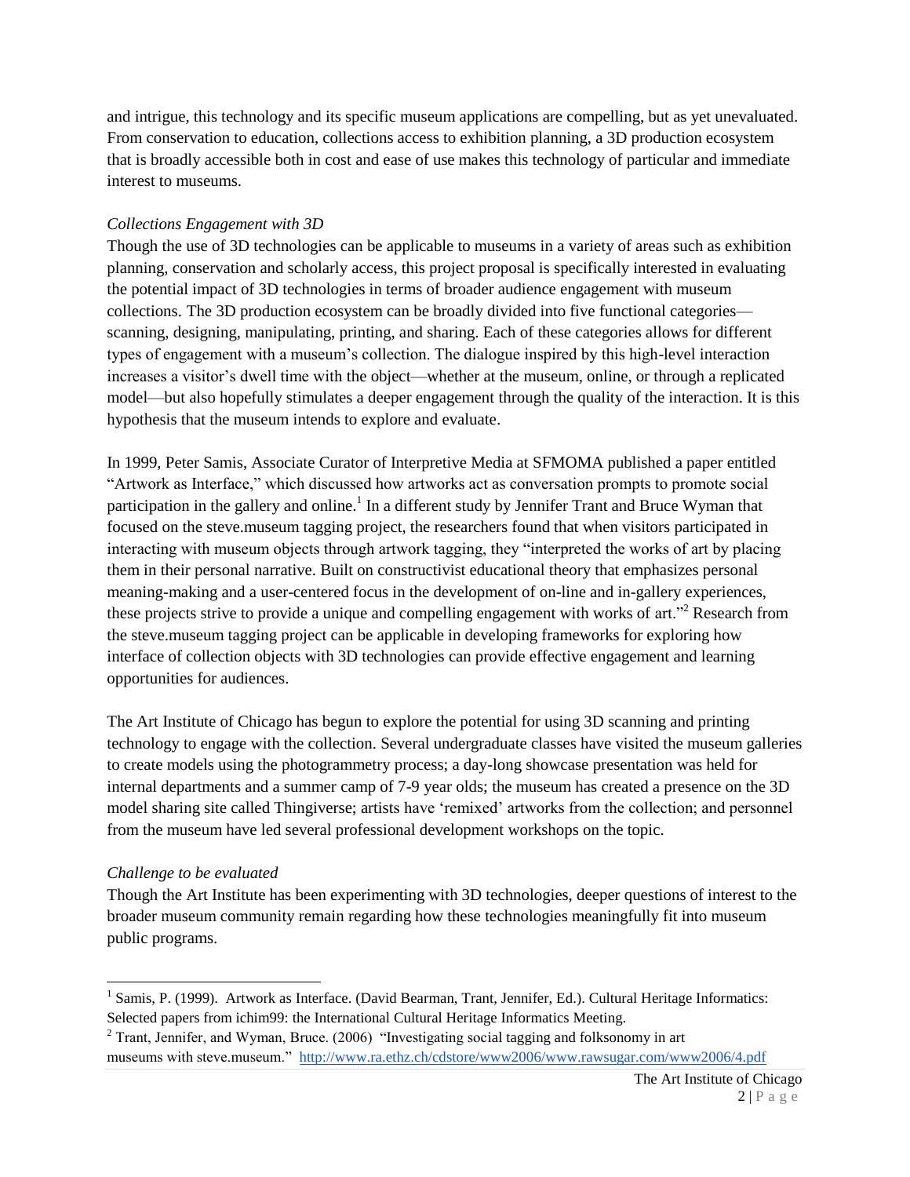and intrigue, this technology and its specific museum applications are compelling, but as yet unevaluated. From conservation to education, collections access to exhibition planning, a 3D production ecosystem that is broadly accessible both in cost and ease of use makes this technology of particular and immediate interest to museums.

*Collections Engagement with 3D*

Though the use of 3D technologies can be applicable to museums in a variety of areas such as exhibition planning, conservation and scholarly access, this project proposal is specifically interested in evaluating the potential impact of 3D technologies in terms of broader audience engagement with museum collections. The 3D production ecosystem can be broadly divided into five functional categories—scanning, designing, manipulating, printing, and sharing. Each of these categories allows for different types of engagement with a museum's collection. The dialogue inspired by this high-level interaction increases a visitor's dwell time with the object—whether at the museum, online, or through a replicated model—but also hopefully stimulates a deeper engagement through the quality of the interaction. It is this hypothesis that the museum intends to explore and evaluate.

In 1999, Peter Samis, Associate Curator of Interpretive Media at SFMOMA published a paper entitled "Artwork as Interface," which discussed how artworks act as conversation prompts to promote social participation in the gallery and online.[1] In a different study by Jennifer Trant and Bruce Wyman that focused on the steve.museum tagging project, the researchers found that when visitors participated in interacting with museum objects through artwork tagging, they "interpreted the works of art by placing them in their personal narrative. Built on constructivist educational theory that emphasizes personal meaning-making and a user-centered focus in the development of on-line and in-gallery experiences, these projects strive to provide a unique and compelling engagement with works of art."[2] Research from the steve.museum tagging project can be applicable in developing frameworks for exploring how interface of collection objects with 3D technologies can provide effective engagement and learning opportunities for audiences.

The Art Institute of Chicago has begun to explore the potential for using 3D scanning and printing technology to engage with the collection. Several undergraduate classes have visited the museum galleries to create models using the photogrammetry process; a day-long showcase presentation was held for internal departments and a summer camp of 7-9 year olds; the museum has created a presence on the 3D model sharing site called Thingiverse; artists have 'remixed' artworks from the collection; and personnel from the museum have led several professional development workshops on the topic.

*Challenge to be evaluated*

Though the Art Institute has been experimenting with 3D technologies, deeper questions of interest to the broader museum community remain regarding how these technologies meaningfully fit into museum public programs.

---

[1] Samis, P. (1999). Artwork as Interface. (David Bearman, Trant, Jennifer, Ed.). Cultural Heritage Informatics: Selected papers from ichim99: the International Cultural Heritage Informatics Meeting.

[2] Trant, Jennifer, and Wyman, Bruce. (2006) "Investigating social tagging and folksonomy in art museums with steve.museum." http://www.ra.ethz.ch/cdstore/www2006/www.rawsugar.com/www2006/4.pdf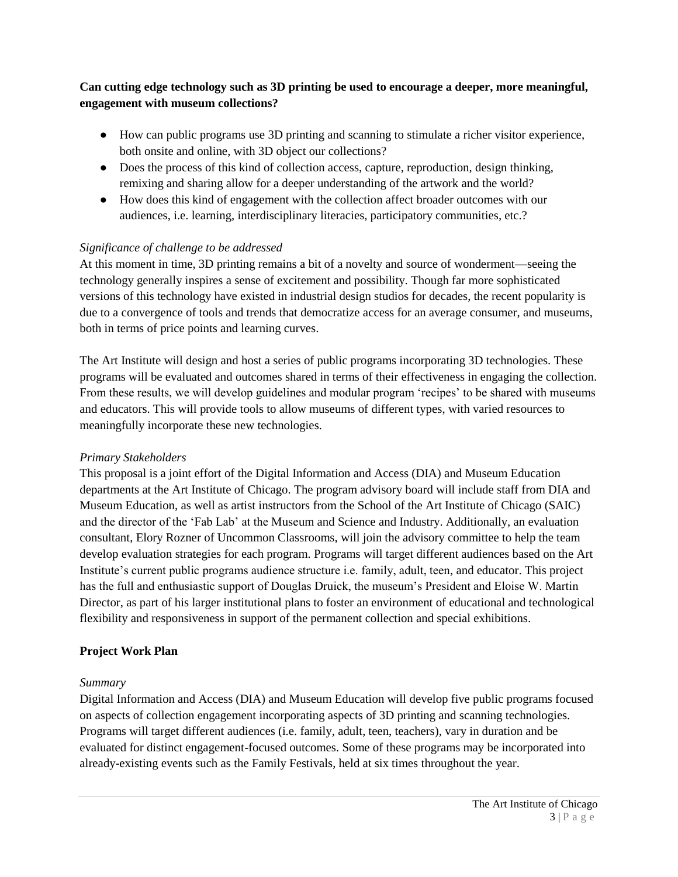**Can cutting edge technology such as 3D printing be used to encourage a deeper, more meaningful, engagement with museum collections?**

- How can public programs use 3D printing and scanning to stimulate a richer visitor experience, both onsite and online, with 3D object our collections?
- Does the process of this kind of collection access, capture, reproduction, design thinking, remixing and sharing allow for a deeper understanding of the artwork and the world?
- How does this kind of engagement with the collection affect broader outcomes with our audiences, i.e. learning, interdisciplinary literacies, participatory communities, etc.?

*Significance of challenge to be addressed*

At this moment in time, 3D printing remains a bit of a novelty and source of wonderment—seeing the technology generally inspires a sense of excitement and possibility. Though far more sophisticated versions of this technology have existed in industrial design studios for decades, the recent popularity is due to a convergence of tools and trends that democratize access for an average consumer, and museums, both in terms of price points and learning curves.

The Art Institute will design and host a series of public programs incorporating 3D technologies. These programs will be evaluated and outcomes shared in terms of their effectiveness in engaging the collection. From these results, we will develop guidelines and modular program 'recipes' to be shared with museums and educators. This will provide tools to allow museums of different types, with varied resources to meaningfully incorporate these new technologies.

*Primary Stakeholders*

This proposal is a joint effort of the Digital Information and Access (DIA) and Museum Education departments at the Art Institute of Chicago. The program advisory board will include staff from DIA and Museum Education, as well as artist instructors from the School of the Art Institute of Chicago (SAIC) and the director of the 'Fab Lab' at the Museum and Science and Industry. Additionally, an evaluation consultant, Elory Rozner of Uncommon Classrooms, will join the advisory committee to help the team develop evaluation strategies for each program. Programs will target different audiences based on the Art Institute's current public programs audience structure i.e. family, adult, teen, and educator. This project has the full and enthusiastic support of Douglas Druick, the museum's President and Eloise W. Martin Director, as part of his larger institutional plans to foster an environment of educational and technological flexibility and responsiveness in support of the permanent collection and special exhibitions.

**Project Work Plan**

*Summary*

Digital Information and Access (DIA) and Museum Education will develop five public programs focused on aspects of collection engagement incorporating aspects of 3D printing and scanning technologies. Programs will target different audiences (i.e. family, adult, teen, teachers), vary in duration and be evaluated for distinct engagement-focused outcomes. Some of these programs may be incorporated into already-existing events such as the Family Festivals, held at six times throughout the year.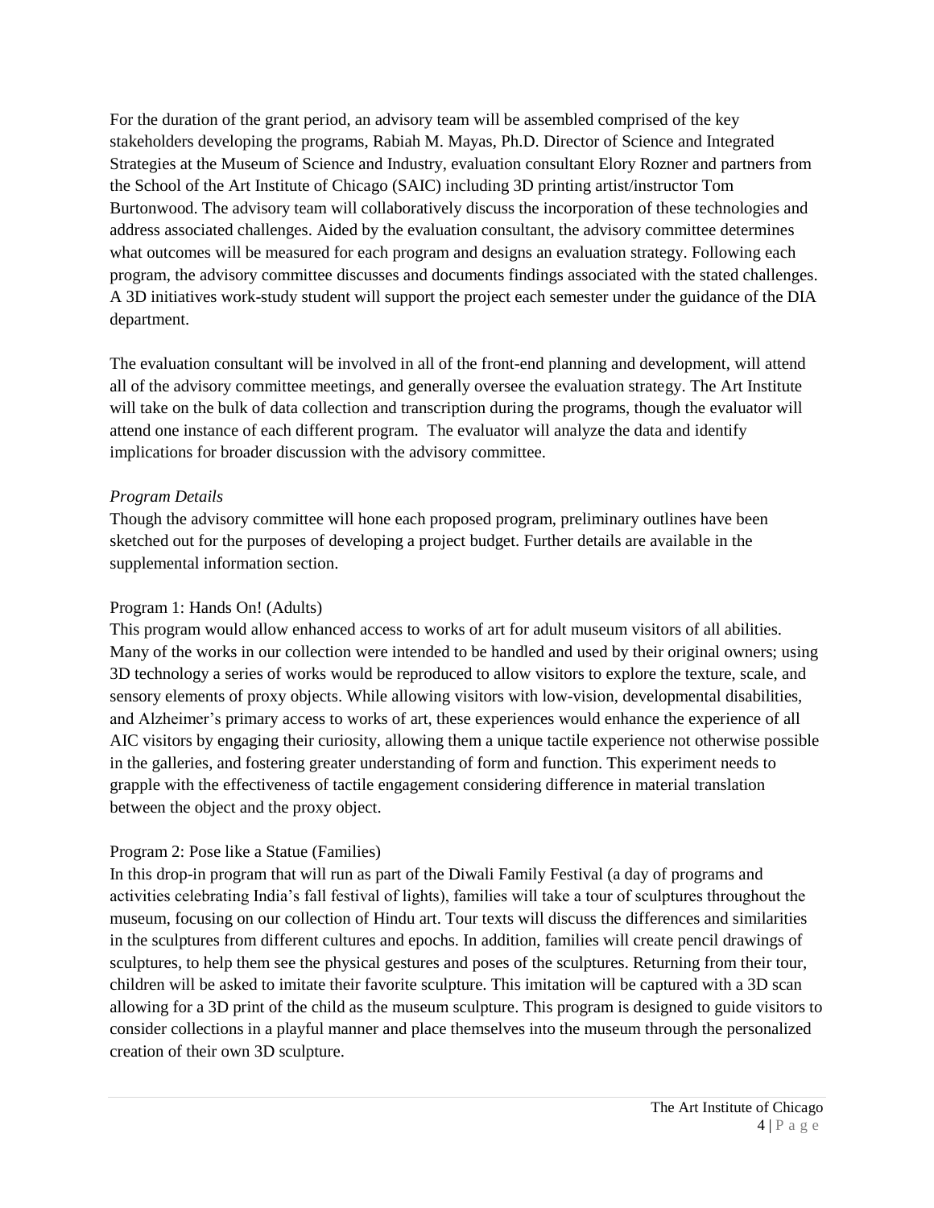For the duration of the grant period, an advisory team will be assembled comprised of the key stakeholders developing the programs, Rabiah M. Mayas, Ph.D. Director of Science and Integrated Strategies at the Museum of Science and Industry, evaluation consultant Elory Rozner and partners from the School of the Art Institute of Chicago (SAIC) including 3D printing artist/instructor Tom Burtonwood. The advisory team will collaboratively discuss the incorporation of these technologies and address associated challenges. Aided by the evaluation consultant, the advisory committee determines what outcomes will be measured for each program and designs an evaluation strategy. Following each program, the advisory committee discusses and documents findings associated with the stated challenges. A 3D initiatives work-study student will support the project each semester under the guidance of the DIA department.

The evaluation consultant will be involved in all of the front-end planning and development, will attend all of the advisory committee meetings, and generally oversee the evaluation strategy. The Art Institute will take on the bulk of data collection and transcription during the programs, though the evaluator will attend one instance of each different program. The evaluator will analyze the data and identify implications for broader discussion with the advisory committee.

*Program Details*

Though the advisory committee will hone each proposed program, preliminary outlines have been sketched out for the purposes of developing a project budget. Further details are available in the supplemental information section.

Program 1: Hands On! (Adults)

This program would allow enhanced access to works of art for adult museum visitors of all abilities. Many of the works in our collection were intended to be handled and used by their original owners; using 3D technology a series of works would be reproduced to allow visitors to explore the texture, scale, and sensory elements of proxy objects. While allowing visitors with low-vision, developmental disabilities, and Alzheimer's primary access to works of art, these experiences would enhance the experience of all AIC visitors by engaging their curiosity, allowing them a unique tactile experience not otherwise possible in the galleries, and fostering greater understanding of form and function. This experiment needs to grapple with the effectiveness of tactile engagement considering difference in material translation between the object and the proxy object.

Program 2: Pose like a Statue (Families)

In this drop-in program that will run as part of the Diwali Family Festival (a day of programs and activities celebrating India's fall festival of lights), families will take a tour of sculptures throughout the museum, focusing on our collection of Hindu art. Tour texts will discuss the differences and similarities in the sculptures from different cultures and epochs. In addition, families will create pencil drawings of sculptures, to help them see the physical gestures and poses of the sculptures. Returning from their tour, children will be asked to imitate their favorite sculpture. This imitation will be captured with a 3D scan allowing for a 3D print of the child as the museum sculpture. This program is designed to guide visitors to consider collections in a playful manner and place themselves into the museum through the personalized creation of their own 3D sculpture.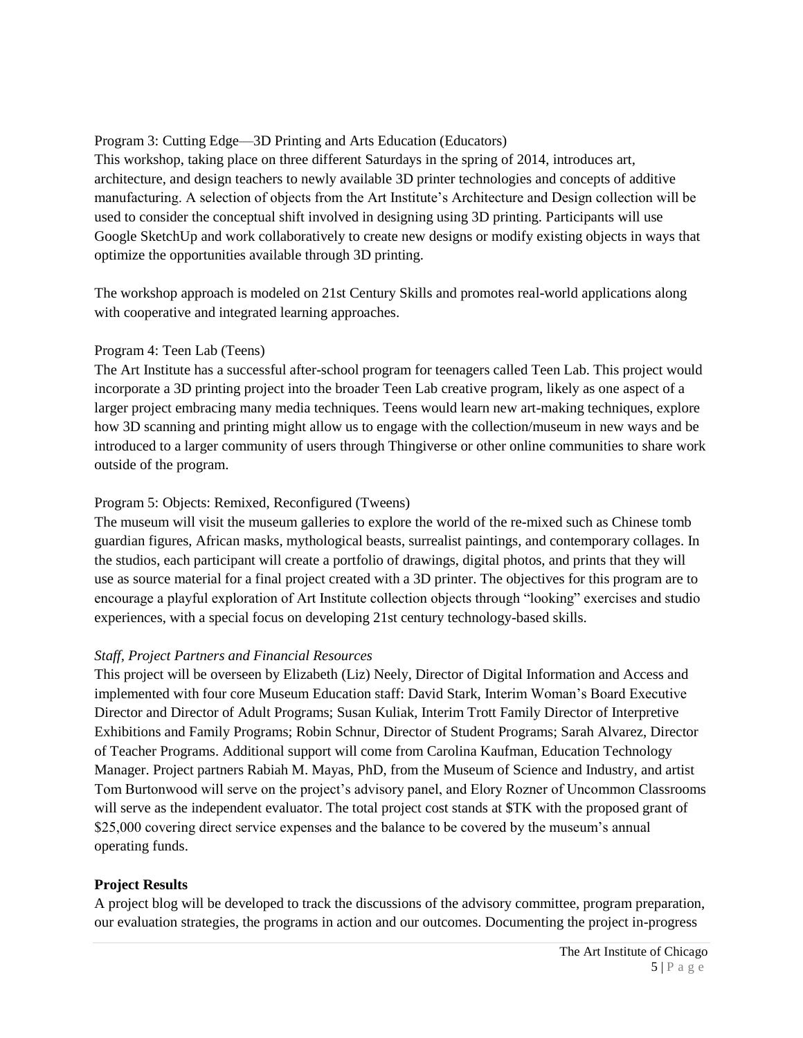Program 3: Cutting Edge—3D Printing and Arts Education (Educators)
This workshop, taking place on three different Saturdays in the spring of 2014, introduces art, architecture, and design teachers to newly available 3D printer technologies and concepts of additive manufacturing. A selection of objects from the Art Institute's Architecture and Design collection will be used to consider the conceptual shift involved in designing using 3D printing. Participants will use Google SketchUp and work collaboratively to create new designs or modify existing objects in ways that optimize the opportunities available through 3D printing.

The workshop approach is modeled on 21st Century Skills and promotes real-world applications along with cooperative and integrated learning approaches.

Program 4: Teen Lab (Teens)
The Art Institute has a successful after-school program for teenagers called Teen Lab. This project would incorporate a 3D printing project into the broader Teen Lab creative program, likely as one aspect of a larger project embracing many media techniques. Teens would learn new art-making techniques, explore how 3D scanning and printing might allow us to engage with the collection/museum in new ways and be introduced to a larger community of users through Thingiverse or other online communities to share work outside of the program.

Program 5: Objects: Remixed, Reconfigured (Tweens)
The museum will visit the museum galleries to explore the world of the re-mixed such as Chinese tomb guardian figures, African masks, mythological beasts, surrealist paintings, and contemporary collages. In the studios, each participant will create a portfolio of drawings, digital photos, and prints that they will use as source material for a final project created with a 3D printer. The objectives for this program are to encourage a playful exploration of Art Institute collection objects through "looking" exercises and studio experiences, with a special focus on developing 21st century technology-based skills.

*Staff, Project Partners and Financial Resources*
This project will be overseen by Elizabeth (Liz) Neely, Director of Digital Information and Access and implemented with four core Museum Education staff: David Stark, Interim Woman's Board Executive Director and Director of Adult Programs; Susan Kuliak, Interim Trott Family Director of Interpretive Exhibitions and Family Programs; Robin Schnur, Director of Student Programs; Sarah Alvarez, Director of Teacher Programs. Additional support will come from Carolina Kaufman, Education Technology Manager. Project partners Rabiah M. Mayas, PhD, from the Museum of Science and Industry, and artist Tom Burtonwood will serve on the project's advisory panel, and Elory Rozner of Uncommon Classrooms will serve as the independent evaluator. The total project cost stands at $TK with the proposed grant of $25,000 covering direct service expenses and the balance to be covered by the museum's annual operating funds.

**Project Results**
A project blog will be developed to track the discussions of the advisory committee, program preparation, our evaluation strategies, the programs in action and our outcomes. Documenting the project in-progress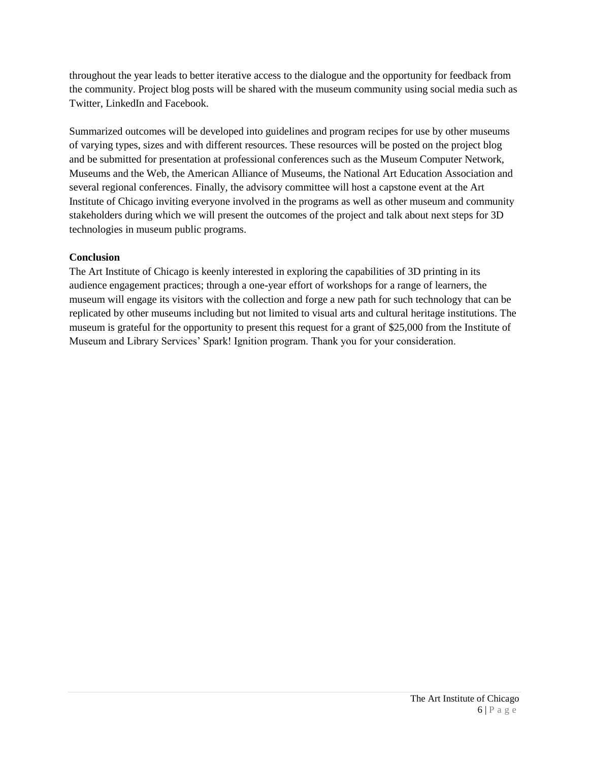throughout the year leads to better iterative access to the dialogue and the opportunity for feedback from the community. Project blog posts will be shared with the museum community using social media such as Twitter, LinkedIn and Facebook.

Summarized outcomes will be developed into guidelines and program recipes for use by other museums of varying types, sizes and with different resources. These resources will be posted on the project blog and be submitted for presentation at professional conferences such as the Museum Computer Network, Museums and the Web, the American Alliance of Museums, the National Art Education Association and several regional conferences. Finally, the advisory committee will host a capstone event at the Art Institute of Chicago inviting everyone involved in the programs as well as other museum and community stakeholders during which we will present the outcomes of the project and talk about next steps for 3D technologies in museum public programs.

**Conclusion**

The Art Institute of Chicago is keenly interested in exploring the capabilities of 3D printing in its audience engagement practices; through a one-year effort of workshops for a range of learners, the museum will engage its visitors with the collection and forge a new path for such technology that can be replicated by other museums including but not limited to visual arts and cultural heritage institutions. The museum is grateful for the opportunity to present this request for a grant of $25,000 from the Institute of Museum and Library Services' Spark! Ignition program. Thank you for your consideration.